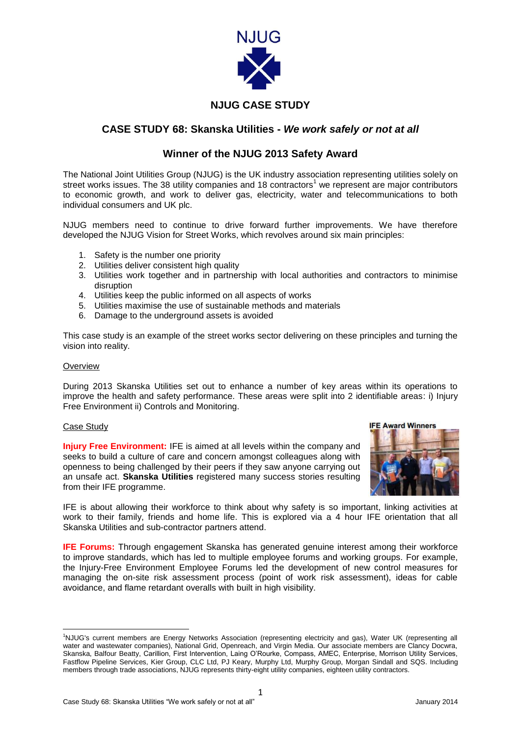NJUG

## NJUG CASE STUDY

# CASE STUDY 68: Skanska Utilities - *We work safely or not at all*

## Winner of the NJUG 2013 Safety Award

The National Joint Utilities Group (NJUG) is the UK industry association representing utilities solely on street works issues. The 38 utility companies and 18 contractors[1] we represent are major contributors to economic growth, and work to deliver gas, electricity, water and telecommunications to both individual consumers and UK plc.

NJUG members need to continue to drive forward further improvements. We have therefore developed the NJUG Vision for Street Works, which revolves around six main principles:

1. Safety is the number one priority
2. Utilities deliver consistent high quality
3. Utilities work together and in partnership with local authorities and contractors to minimise disruption
4. Utilities keep the public informed on all aspects of works
5. Utilities maximise the use of sustainable methods and materials
6. Damage to the underground assets is avoided

This case study is an example of the street works sector delivering on these principles and turning the vision into reality.

Overview

During 2013 Skanska Utilities set out to enhance a number of key areas within its operations to improve the health and safety performance. These areas were split into 2 identifiable areas: i) Injury Free Environment ii) Controls and Monitoring.

Case Study

IFE Award Winners

**Injury Free Environment:** IFE is aimed at all levels within the company and seeks to build a culture of care and concern amongst colleagues along with openness to being challenged by their peers if they saw anyone carrying out an unsafe act. **Skanska Utilities** registered many success stories resulting from their IFE programme.

IFE is about allowing their workforce to think about why safety is so important, linking activities at work to their family, friends and home life. This is explored via a 4 hour IFE orientation that all Skanska Utilities and sub-contractor partners attend.

**IFE Forums:** Through engagement Skanska has generated genuine interest among their workforce to improve standards, which has led to multiple employee forums and working groups. For example, the Injury-Free Environment Employee Forums led the development of new control measures for managing the on-site risk assessment process (point of work risk assessment), ideas for cable avoidance, and flame retardant overalls with built in high visibility.

[1] NJUG's current members are Energy Networks Association (representing electricity and gas), Water UK (representing all water and wastewater companies), National Grid, Openreach, and Virgin Media. Our associate members are Clancy Docwra, Skanska, Balfour Beatty, Carillion, First Intervention, Laing O'Rourke, Compass, AMEC, Enterprise, Morrison Utility Services, Fastflow Pipeline Services, Kier Group, CLC Ltd, PJ Keary, Murphy Ltd, Murphy Group, Morgan Sindall and SQS. Including members through trade associations, NJUG represents thirty-eight utility companies, eighteen utility contractors.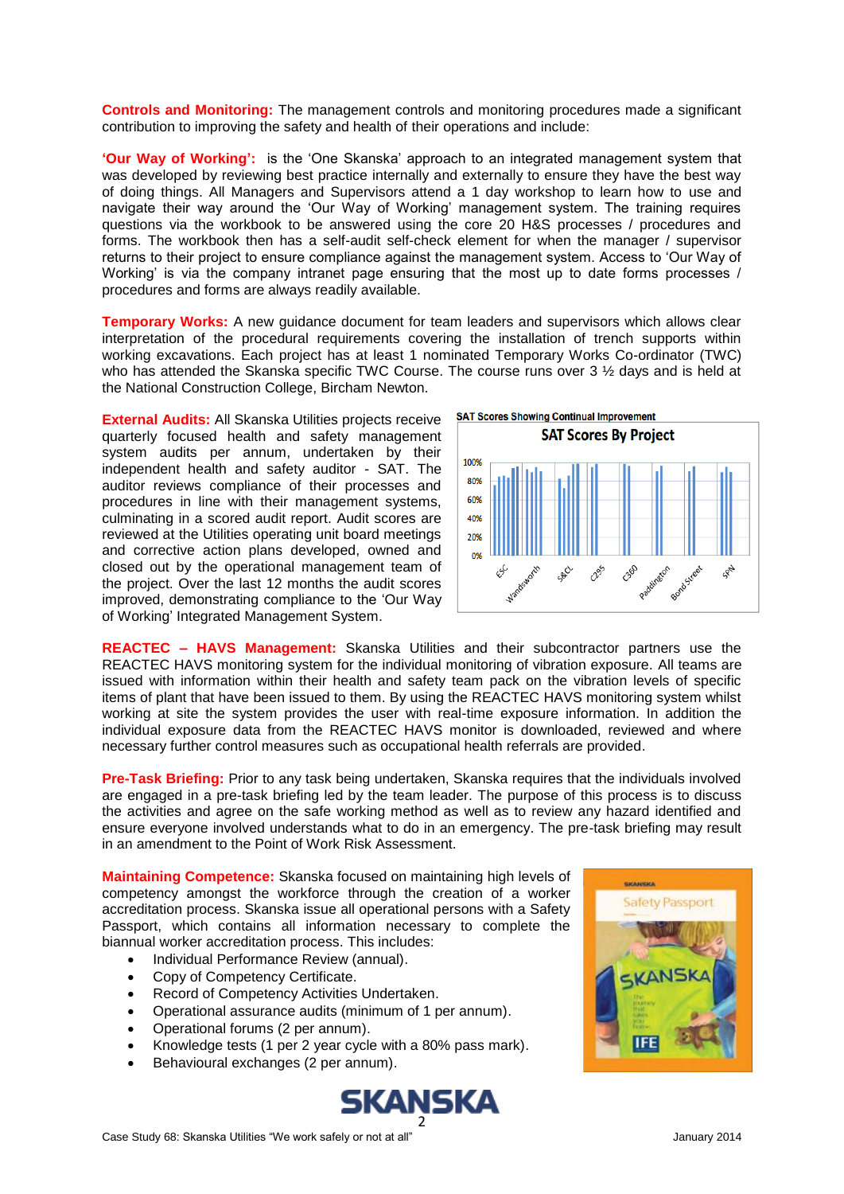**Controls and Monitoring:** The management controls and monitoring procedures made a significant contribution to improving the safety and health of their operations and include:

**'Our Way of Working':** is the 'One Skanska' approach to an integrated management system that was developed by reviewing best practice internally and externally to ensure they have the best way of doing things. All Managers and Supervisors attend a 1 day workshop to learn how to use and navigate their way around the 'Our Way of Working' management system. The training requires questions via the workbook to be answered using the core 20 H&S processes / procedures and forms. The workbook then has a self-audit self-check element for when the manager / supervisor returns to their project to ensure compliance against the management system. Access to 'Our Way of Working' is via the company intranet page ensuring that the most up to date forms processes / procedures and forms are always readily available.

**Temporary Works:** A new guidance document for team leaders and supervisors which allows clear interpretation of the procedural requirements covering the installation of trench supports within working excavations. Each project has at least 1 nominated Temporary Works Co-ordinator (TWC) who has attended the Skanska specific TWC Course. The course runs over 3 ½ days and is held at the National Construction College, Bircham Newton.

**External Audits:** All Skanska Utilities projects receive quarterly focused health and safety management system audits per annum, undertaken by their independent health and safety auditor - SAT. The auditor reviews compliance of their processes and procedures in line with their management systems, culminating in a scored audit report. Audit scores are reviewed at the Utilities operating unit board meetings and corrective action plans developed, owned and closed out by the operational management team of the project. Over the last 12 months the audit scores improved, demonstrating compliance to the 'Our Way of Working' Integrated Management System.

SAT Scores Showing Continual Improvement

SAT Scores By Project

100%
80%
60%
40%
20%
0%

ESC
Wandsworth
S&CL
C295
C360
Paddington
Bond Street
SPN

**REACTEC – HAVS Management:** Skanska Utilities and their subcontractor partners use the REACTEC HAVS monitoring system for the individual monitoring of vibration exposure. All teams are issued with information within their health and safety team pack on the vibration levels of specific items of plant that have been issued to them. By using the REACTEC HAVS monitoring system whilst working at site the system provides the user with real-time exposure information. In addition the individual exposure data from the REACTEC HAVS monitor is downloaded, reviewed and where necessary further control measures such as occupational health referrals are provided.

**Pre-Task Briefing:** Prior to any task being undertaken, Skanska requires that the individuals involved are engaged in a pre-task briefing led by the team leader. The purpose of this process is to discuss the activities and agree on the safe working method as well as to review any hazard identified and ensure everyone involved understands what to do in an emergency. The pre-task briefing may result in an amendment to the Point of Work Risk Assessment.

**Maintaining Competence:** Skanska focused on maintaining high levels of competency amongst the workforce through the creation of a worker accreditation process. Skanska issue all operational persons with a Safety Passport, which contains all information necessary to complete the biannual worker accreditation process. This includes:

- Individual Performance Review (annual).
- Copy of Competency Certificate.
- Record of Competency Activities Undertaken.
- Operational assurance audits (minimum of 1 per annum).
- Operational forums (2 per annum).
- Knowledge tests (1 per 2 year cycle with a 80% pass mark).
- Behavioural exchanges (2 per annum).